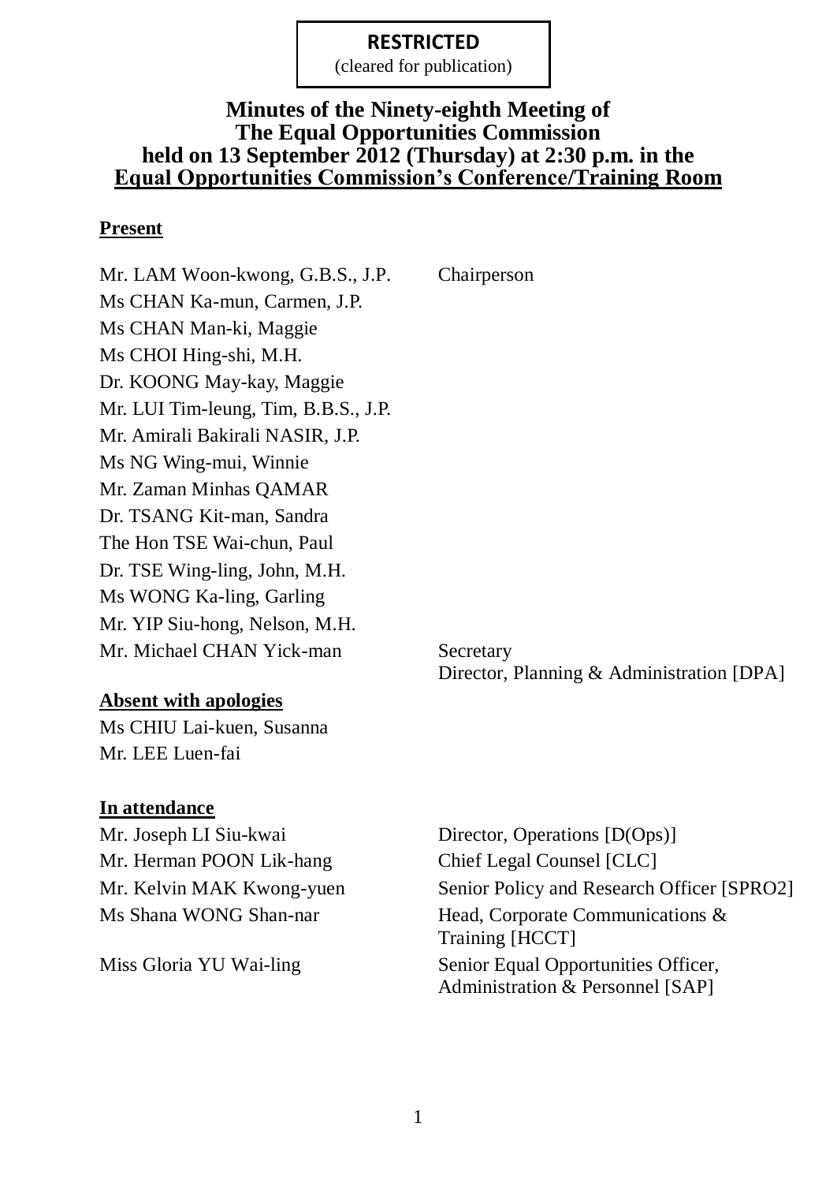**RESTRICTED**
(cleared for publication)

# Minutes of the Ninety-eighth Meeting of The Equal Opportunities Commission held on 13 September 2012 (Thursday) at 2:30 p.m. in the Equal Opportunities Commission's Conference/Training Room

**Present**

| | |
|---|---|
| Mr. LAM Woon-kwong, G.B.S., J.P. | Chairperson |
| Ms CHAN Ka-mun, Carmen, J.P. | |
| Ms CHAN Man-ki, Maggie | |
| Ms CHOI Hing-shi, M.H. | |
| Dr. KOONG May-kay, Maggie | |
| Mr. LUI Tim-leung, Tim, B.B.S., J.P. | |
| Mr. Amirali Bakirali NASIR, J.P. | |
| Ms NG Wing-mui, Winnie | |
| Mr. Zaman Minhas QAMAR | |
| Dr. TSANG Kit-man, Sandra | |
| The Hon TSE Wai-chun, Paul | |
| Dr. TSE Wing-ling, John, M.H. | |
| Ms WONG Ka-ling, Garling | |
| Mr. YIP Siu-hong, Nelson, M.H. | |
| Mr. Michael CHAN Yick-man | Secretary<br>Director, Planning & Administration [DPA] |

**Absent with apologies**

Ms CHIU Lai-kuen, Susanna
Mr. LEE Luen-fai

**In attendance**

| | |
|---|---|
| Mr. Joseph LI Siu-kwai | Director, Operations [D(Ops)] |
| Mr. Herman POON Lik-hang | Chief Legal Counsel [CLC] |
| Mr. Kelvin MAK Kwong-yuen | Senior Policy and Research Officer [SPRO2] |
| Ms Shana WONG Shan-nar | Head, Corporate Communications & Training [HCCT] |
| Miss Gloria YU Wai-ling | Senior Equal Opportunities Officer, Administration & Personnel [SAP] |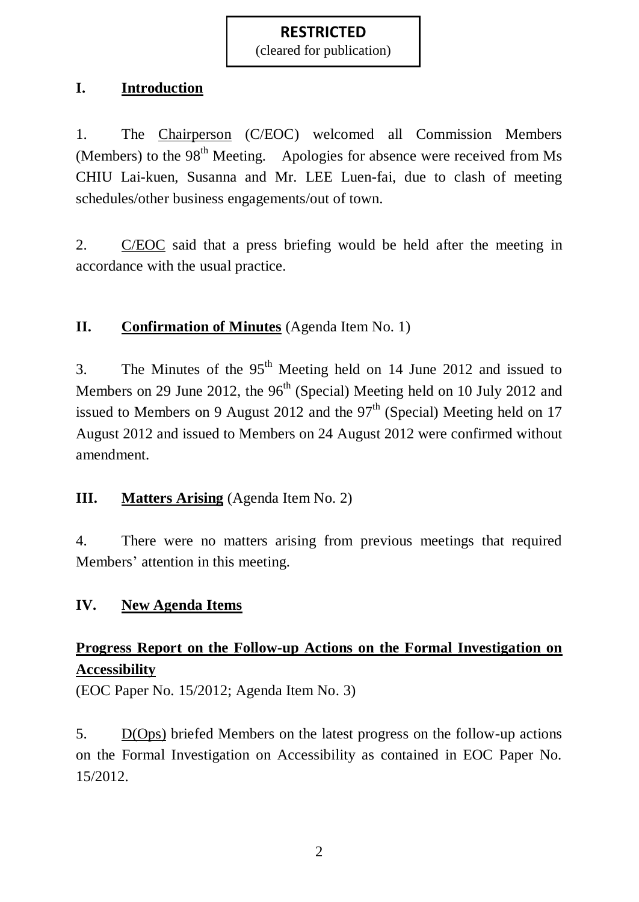**RESTRICTED**
(cleared for publication)

## I. Introduction

1. The Chairperson (C/EOC) welcomed all Commission Members (Members) to the 98th Meeting. Apologies for absence were received from Ms CHIU Lai-kuen, Susanna and Mr. LEE Luen-fai, due to clash of meeting schedules/other business engagements/out of town.

2. C/EOC said that a press briefing would be held after the meeting in accordance with the usual practice.

## II. Confirmation of Minutes (Agenda Item No. 1)

3. The Minutes of the 95th Meeting held on 14 June 2012 and issued to Members on 29 June 2012, the 96th (Special) Meeting held on 10 July 2012 and issued to Members on 9 August 2012 and the 97th (Special) Meeting held on 17 August 2012 and issued to Members on 24 August 2012 were confirmed without amendment.

## III. Matters Arising (Agenda Item No. 2)

4. There were no matters arising from previous meetings that required Members' attention in this meeting.

## IV. New Agenda Items

### Progress Report on the Follow-up Actions on the Formal Investigation on Accessibility

(EOC Paper No. 15/2012; Agenda Item No. 3)

5. D(Ops) briefed Members on the latest progress on the follow-up actions on the Formal Investigation on Accessibility as contained in EOC Paper No. 15/2012.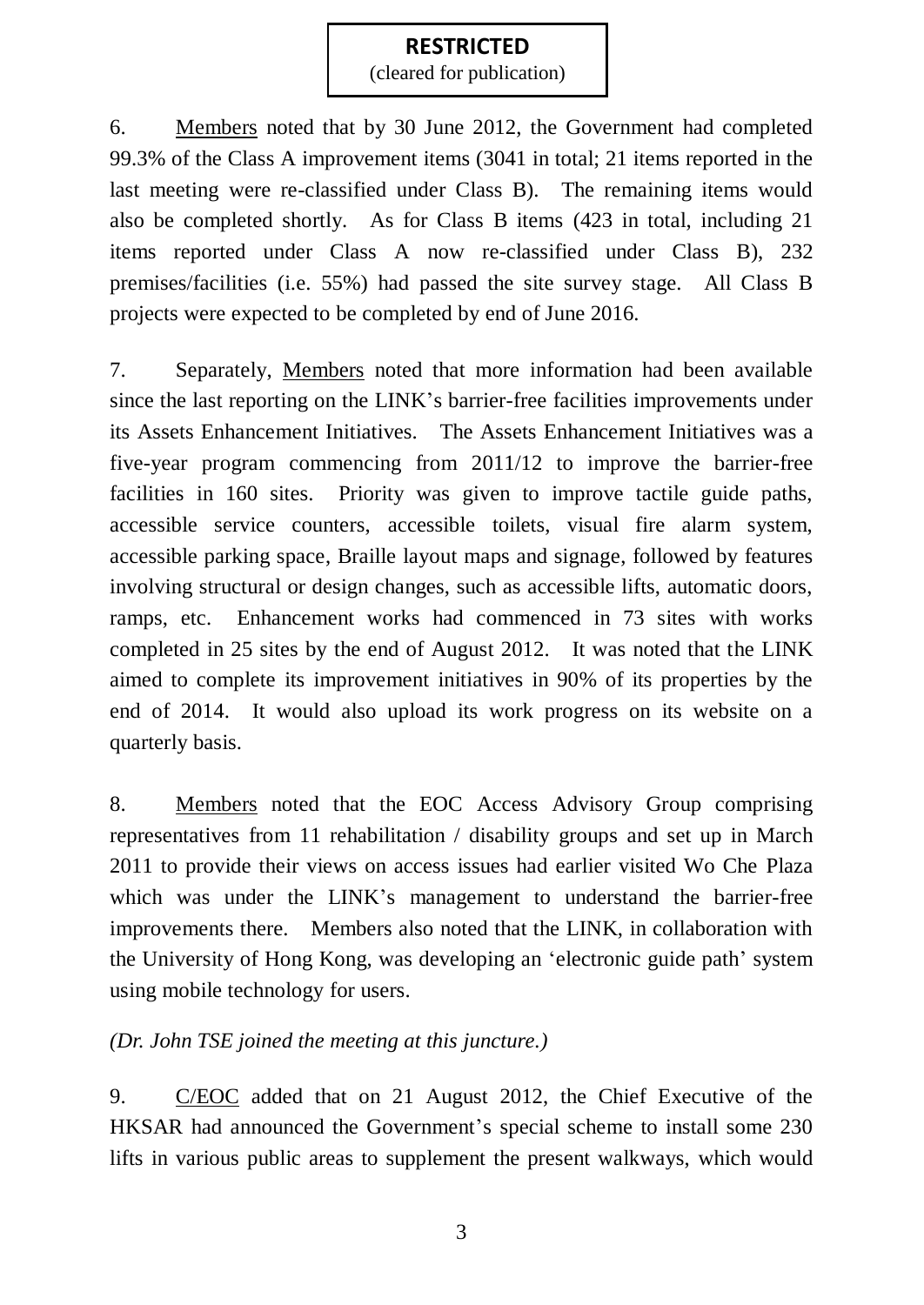6. Members noted that by 30 June 2012, the Government had completed 99.3% of the Class A improvement items (3041 in total; 21 items reported in the last meeting were re-classified under Class B). The remaining items would also be completed shortly. As for Class B items (423 in total, including 21 items reported under Class A now re-classified under Class B), 232 premises/facilities (i.e. 55%) had passed the site survey stage. All Class B projects were expected to be completed by end of June 2016.

7. Separately, Members noted that more information had been available since the last reporting on the LINK's barrier-free facilities improvements under its Assets Enhancement Initiatives. The Assets Enhancement Initiatives was a five-year program commencing from 2011/12 to improve the barrier-free facilities in 160 sites. Priority was given to improve tactile guide paths, accessible service counters, accessible toilets, visual fire alarm system, accessible parking space, Braille layout maps and signage, followed by features involving structural or design changes, such as accessible lifts, automatic doors, ramps, etc. Enhancement works had commenced in 73 sites with works completed in 25 sites by the end of August 2012. It was noted that the LINK aimed to complete its improvement initiatives in 90% of its properties by the end of 2014. It would also upload its work progress on its website on a quarterly basis.

8. Members noted that the EOC Access Advisory Group comprising representatives from 11 rehabilitation / disability groups and set up in March 2011 to provide their views on access issues had earlier visited Wo Che Plaza which was under the LINK's management to understand the barrier-free improvements there. Members also noted that the LINK, in collaboration with the University of Hong Kong, was developing an 'electronic guide path' system using mobile technology for users.

*(Dr. John TSE joined the meeting at this juncture.)*

9. C/EOC added that on 21 August 2012, the Chief Executive of the HKSAR had announced the Government's special scheme to install some 230 lifts in various public areas to supplement the present walkways, which would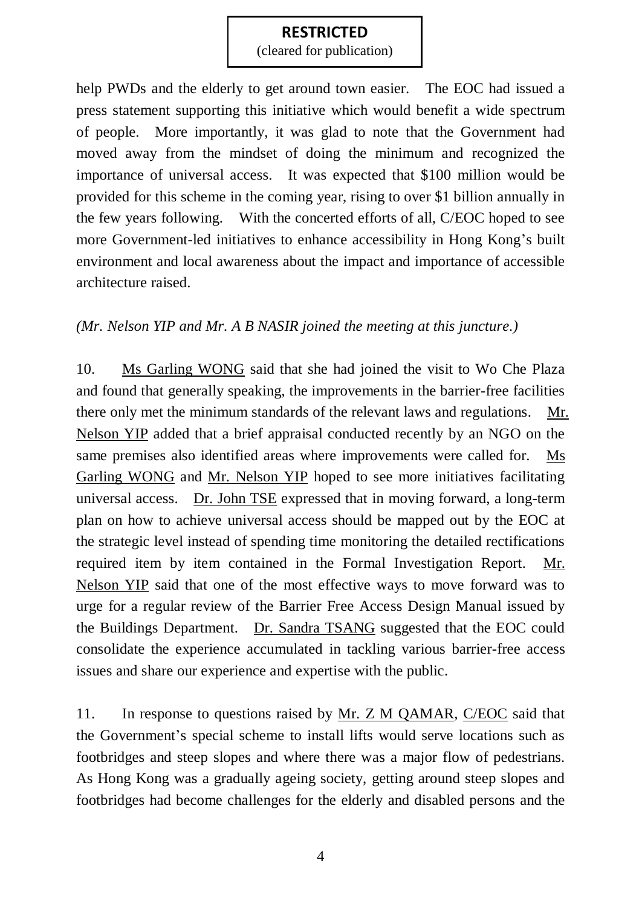help PWDs and the elderly to get around town easier. The EOC had issued a press statement supporting this initiative which would benefit a wide spectrum of people. More importantly, it was glad to note that the Government had moved away from the mindset of doing the minimum and recognized the importance of universal access. It was expected that $100 million would be provided for this scheme in the coming year, rising to over $1 billion annually in the few years following. With the concerted efforts of all, C/EOC hoped to see more Government-led initiatives to enhance accessibility in Hong Kong's built environment and local awareness about the impact and importance of accessible architecture raised.

*(Mr. Nelson YIP and Mr. A B NASIR joined the meeting at this juncture.)*

10. Ms Garling WONG said that she had joined the visit to Wo Che Plaza and found that generally speaking, the improvements in the barrier-free facilities there only met the minimum standards of the relevant laws and regulations. Mr. Nelson YIP added that a brief appraisal conducted recently by an NGO on the same premises also identified areas where improvements were called for. Ms Garling WONG and Mr. Nelson YIP hoped to see more initiatives facilitating universal access. Dr. John TSE expressed that in moving forward, a long-term plan on how to achieve universal access should be mapped out by the EOC at the strategic level instead of spending time monitoring the detailed rectifications required item by item contained in the Formal Investigation Report. Mr. Nelson YIP said that one of the most effective ways to move forward was to urge for a regular review of the Barrier Free Access Design Manual issued by the Buildings Department. Dr. Sandra TSANG suggested that the EOC could consolidate the experience accumulated in tackling various barrier-free access issues and share our experience and expertise with the public.

11. In response to questions raised by Mr. Z M QAMAR, C/EOC said that the Government's special scheme to install lifts would serve locations such as footbridges and steep slopes and where there was a major flow of pedestrians. As Hong Kong was a gradually ageing society, getting around steep slopes and footbridges had become challenges for the elderly and disabled persons and the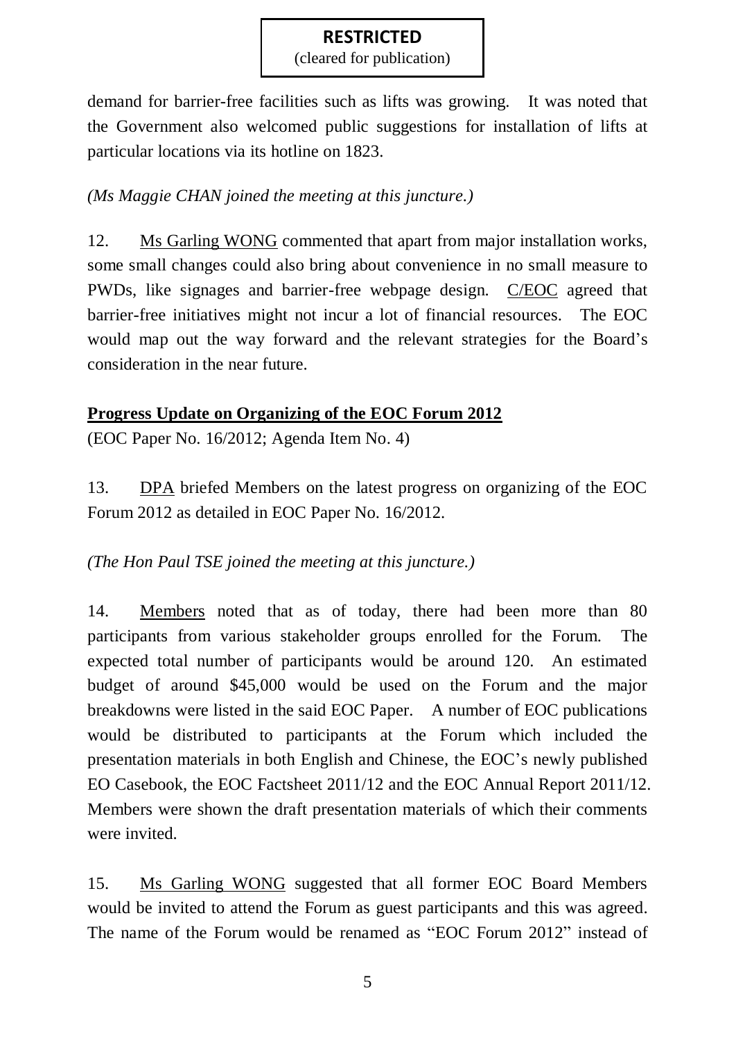demand for barrier-free facilities such as lifts was growing. It was noted that the Government also welcomed public suggestions for installation of lifts at particular locations via its hotline on 1823.

*(Ms Maggie CHAN joined the meeting at this juncture.)*

12. Ms Garling WONG commented that apart from major installation works, some small changes could also bring about convenience in no small measure to PWDs, like signages and barrier-free webpage design. C/EOC agreed that barrier-free initiatives might not incur a lot of financial resources. The EOC would map out the way forward and the relevant strategies for the Board's consideration in the near future.

**Progress Update on Organizing of the EOC Forum 2012**

(EOC Paper No. 16/2012; Agenda Item No. 4)

13. DPA briefed Members on the latest progress on organizing of the EOC Forum 2012 as detailed in EOC Paper No. 16/2012.

*(The Hon Paul TSE joined the meeting at this juncture.)*

14. Members noted that as of today, there had been more than 80 participants from various stakeholder groups enrolled for the Forum. The expected total number of participants would be around 120. An estimated budget of around $45,000 would be used on the Forum and the major breakdowns were listed in the said EOC Paper. A number of EOC publications would be distributed to participants at the Forum which included the presentation materials in both English and Chinese, the EOC's newly published EO Casebook, the EOC Factsheet 2011/12 and the EOC Annual Report 2011/12. Members were shown the draft presentation materials of which their comments were invited.

15. Ms Garling WONG suggested that all former EOC Board Members would be invited to attend the Forum as guest participants and this was agreed. The name of the Forum would be renamed as "EOC Forum 2012" instead of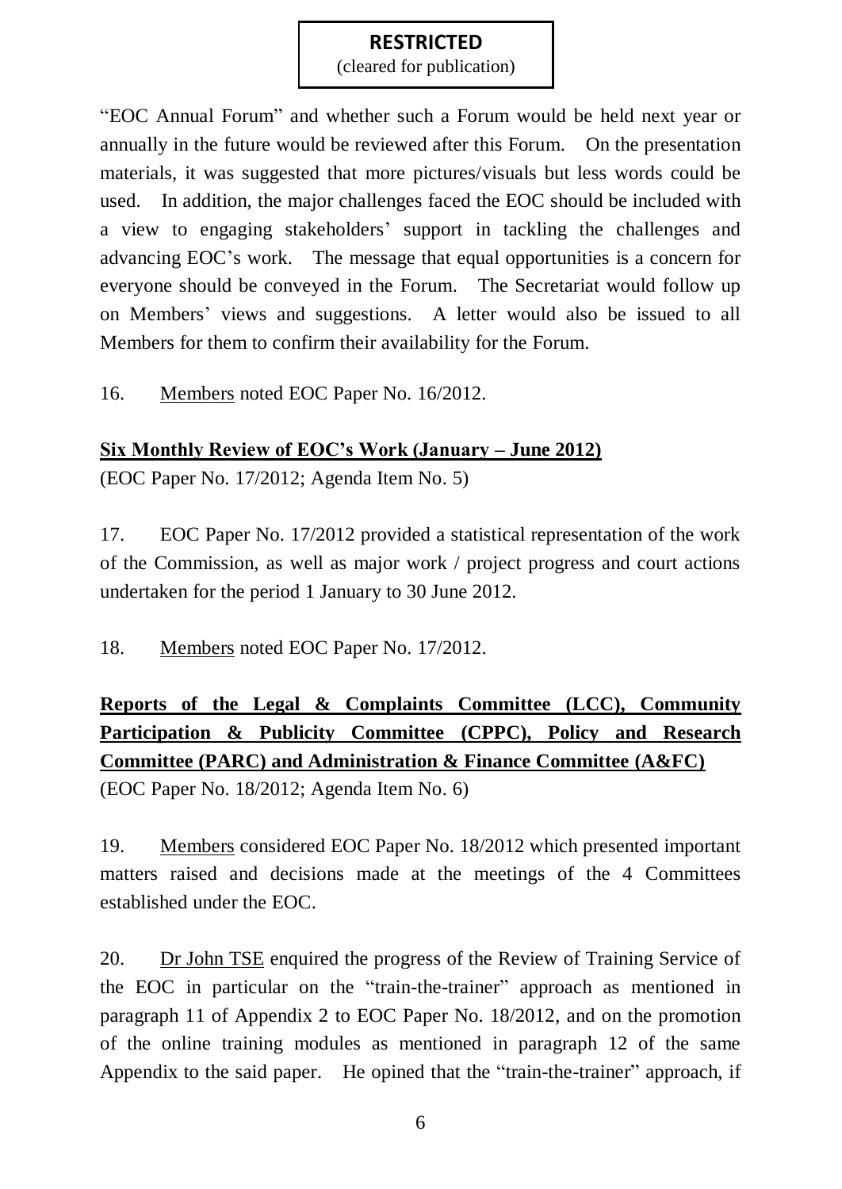**RESTRICTED**
(cleared for publication)

"EOC Annual Forum" and whether such a Forum would be held next year or annually in the future would be reviewed after this Forum. On the presentation materials, it was suggested that more pictures/visuals but less words could be used. In addition, the major challenges faced the EOC should be included with a view to engaging stakeholders' support in tackling the challenges and advancing EOC's work. The message that equal opportunities is a concern for everyone should be conveyed in the Forum. The Secretariat would follow up on Members' views and suggestions. A letter would also be issued to all Members for them to confirm their availability for the Forum.

16. Members noted EOC Paper No. 16/2012.

**Six Monthly Review of EOC's Work (January – June 2012)**
(EOC Paper No. 17/2012; Agenda Item No. 5)

17. EOC Paper No. 17/2012 provided a statistical representation of the work of the Commission, as well as major work / project progress and court actions undertaken for the period 1 January to 30 June 2012.

18. Members noted EOC Paper No. 17/2012.

**Reports of the Legal & Complaints Committee (LCC), Community Participation & Publicity Committee (CPPC), Policy and Research Committee (PARC) and Administration & Finance Committee (A&FC)**
(EOC Paper No. 18/2012; Agenda Item No. 6)

19. Members considered EOC Paper No. 18/2012 which presented important matters raised and decisions made at the meetings of the 4 Committees established under the EOC.

20. Dr John TSE enquired the progress of the Review of Training Service of the EOC in particular on the "train-the-trainer" approach as mentioned in paragraph 11 of Appendix 2 to EOC Paper No. 18/2012, and on the promotion of the online training modules as mentioned in paragraph 12 of the same Appendix to the said paper. He opined that the "train-the-trainer" approach, if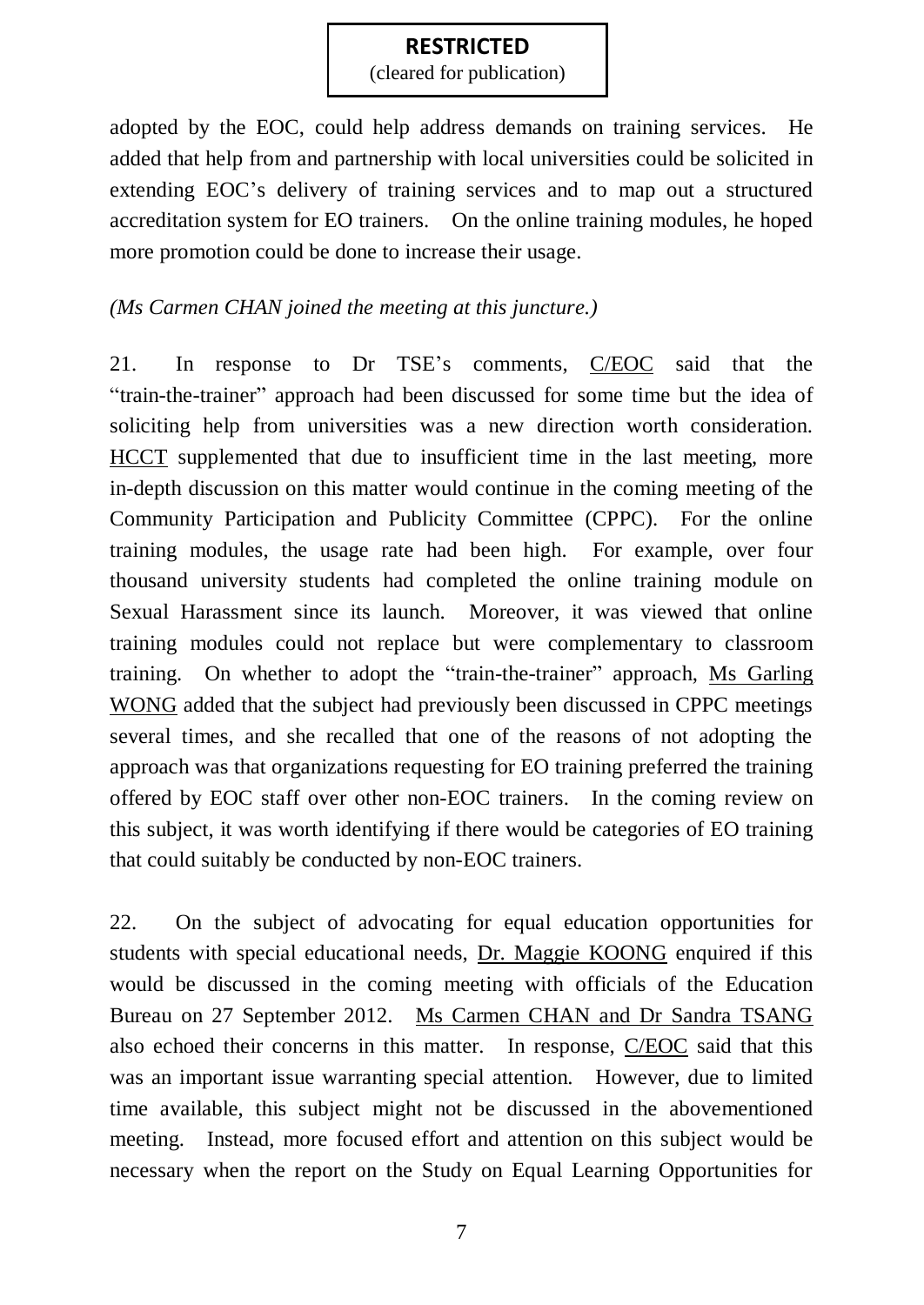adopted by the EOC, could help address demands on training services. He added that help from and partnership with local universities could be solicited in extending EOC's delivery of training services and to map out a structured accreditation system for EO trainers. On the online training modules, he hoped more promotion could be done to increase their usage.

*(Ms Carmen CHAN joined the meeting at this juncture.)*

21. In response to Dr TSE's comments, C/EOC said that the "train-the-trainer" approach had been discussed for some time but the idea of soliciting help from universities was a new direction worth consideration. HCCT supplemented that due to insufficient time in the last meeting, more in-depth discussion on this matter would continue in the coming meeting of the Community Participation and Publicity Committee (CPPC). For the online training modules, the usage rate had been high. For example, over four thousand university students had completed the online training module on Sexual Harassment since its launch. Moreover, it was viewed that online training modules could not replace but were complementary to classroom training. On whether to adopt the "train-the-trainer" approach, Ms Garling WONG added that the subject had previously been discussed in CPPC meetings several times, and she recalled that one of the reasons of not adopting the approach was that organizations requesting for EO training preferred the training offered by EOC staff over other non-EOC trainers. In the coming review on this subject, it was worth identifying if there would be categories of EO training that could suitably be conducted by non-EOC trainers.

22. On the subject of advocating for equal education opportunities for students with special educational needs, Dr. Maggie KOONG enquired if this would be discussed in the coming meeting with officials of the Education Bureau on 27 September 2012. Ms Carmen CHAN and Dr Sandra TSANG also echoed their concerns in this matter. In response, C/EOC said that this was an important issue warranting special attention. However, due to limited time available, this subject might not be discussed in the abovementioned meeting. Instead, more focused effort and attention on this subject would be necessary when the report on the Study on Equal Learning Opportunities for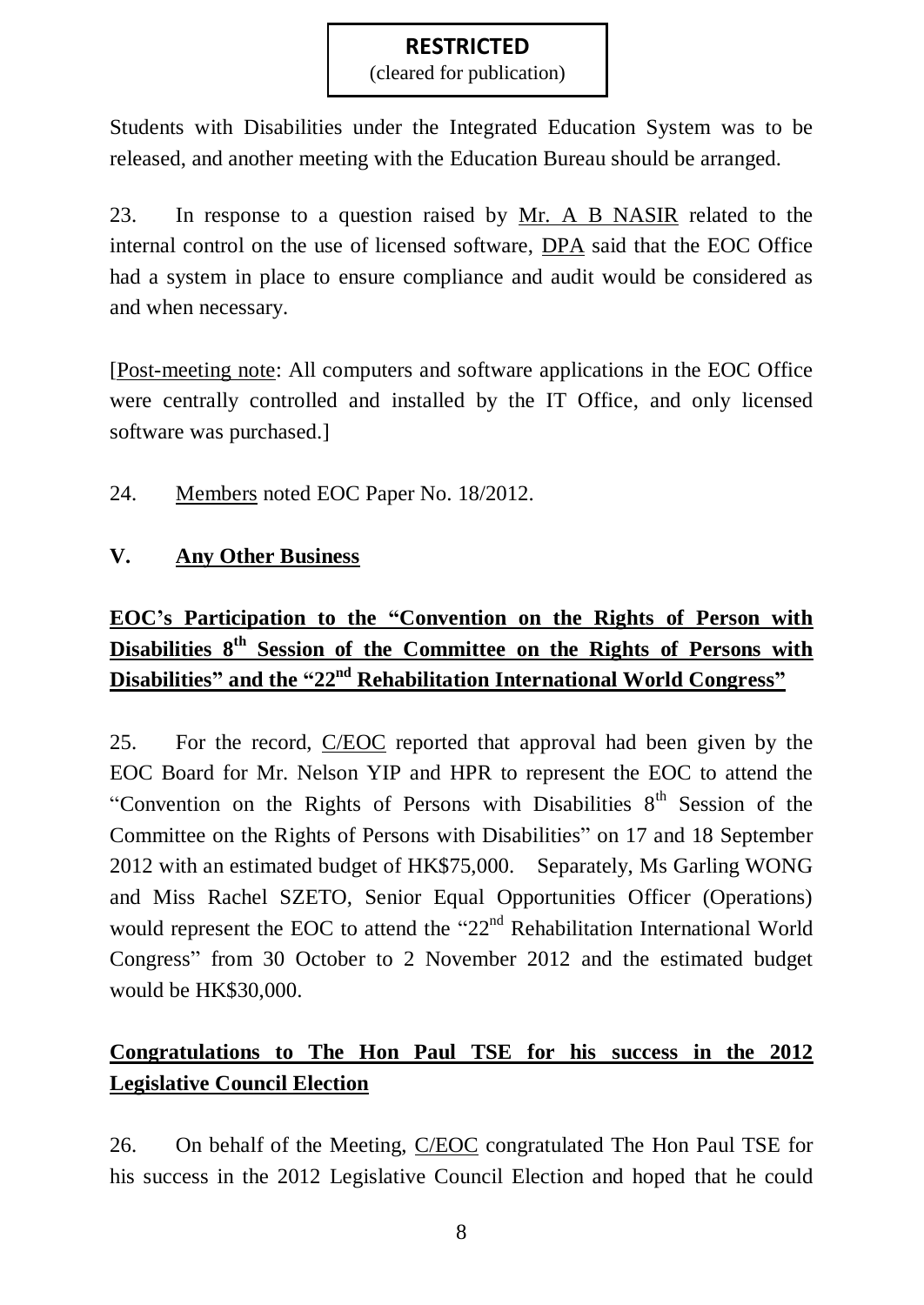Students with Disabilities under the Integrated Education System was to be released, and another meeting with the Education Bureau should be arranged.

23. In response to a question raised by Mr. A B NASIR related to the internal control on the use of licensed software, DPA said that the EOC Office had a system in place to ensure compliance and audit would be considered as and when necessary.

[Post-meeting note: All computers and software applications in the EOC Office were centrally controlled and installed by the IT Office, and only licensed software was purchased.]

24. Members noted EOC Paper No. 18/2012.

## V. Any Other Business

### EOC's Participation to the "Convention on the Rights of Person with Disabilities 8th Session of the Committee on the Rights of Persons with Disabilities" and the "22nd Rehabilitation International World Congress"

25. For the record, C/EOC reported that approval had been given by the EOC Board for Mr. Nelson YIP and HPR to represent the EOC to attend the "Convention on the Rights of Persons with Disabilities 8th Session of the Committee on the Rights of Persons with Disabilities" on 17 and 18 September 2012 with an estimated budget of HK$75,000. Separately, Ms Garling WONG and Miss Rachel SZETO, Senior Equal Opportunities Officer (Operations) would represent the EOC to attend the "22nd Rehabilitation International World Congress" from 30 October to 2 November 2012 and the estimated budget would be HK$30,000.

### Congratulations to The Hon Paul TSE for his success in the 2012 Legislative Council Election

26. On behalf of the Meeting, C/EOC congratulated The Hon Paul TSE for his success in the 2012 Legislative Council Election and hoped that he could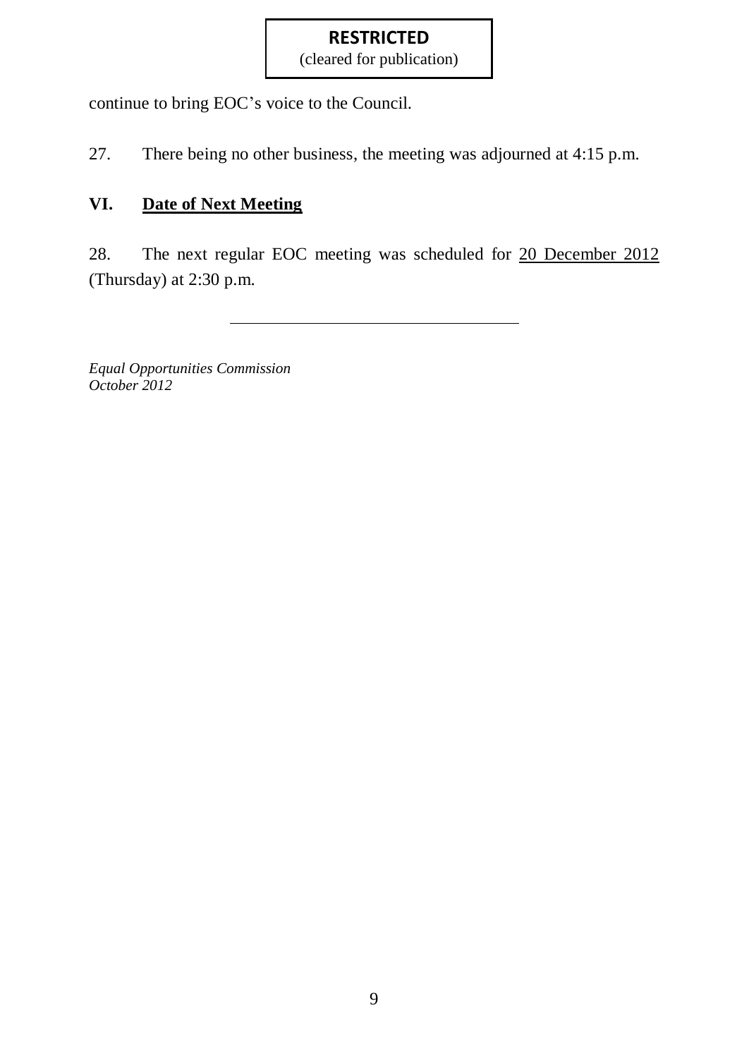**RESTRICTED**
(cleared for publication)

continue to bring EOC's voice to the Council.

27. There being no other business, the meeting was adjourned at 4:15 p.m.

## VI. Date of Next Meeting

28. The next regular EOC meeting was scheduled for 20 December 2012 (Thursday) at 2:30 p.m.

---

*Equal Opportunities Commission*
*October 2012*